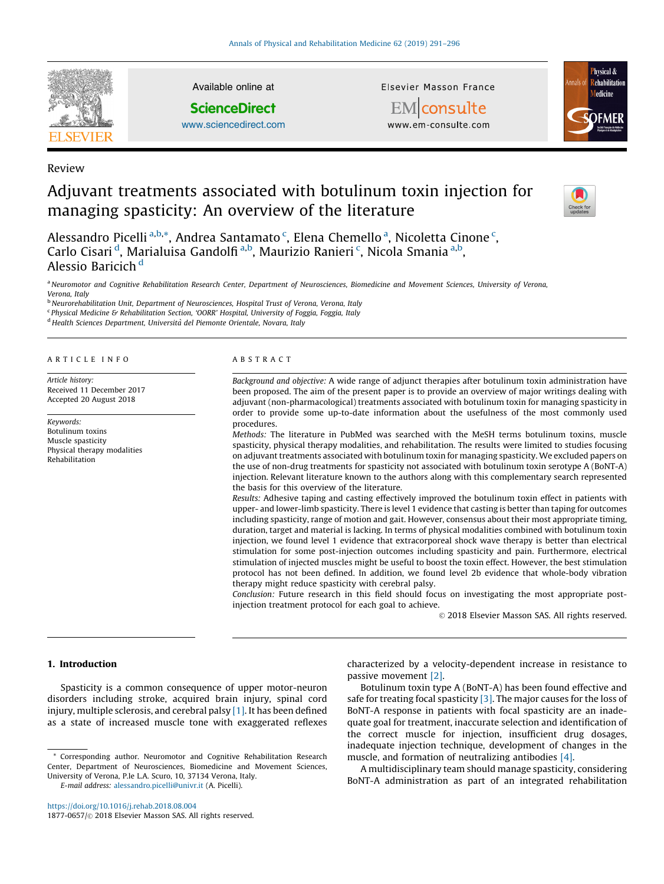Review

# Adjuvant treatments associated with botulinum toxin injection for managing spasticity: An overview of the literature

Alessandro Picelli [a,b,*], Andrea Santamato [c], Elena Chemello [a], Nicoletta Cinone [c], Carlo Cisari [d], Marialuisa Gandolfi [a,b], Maurizio Ranieri [c], Nicola Smania [a,b], Alessio Baricich [d]

[a] Neuromotor and Cognitive Rehabilitation Research Center, Department of Neurosciences, Biomedicine and Movement Sciences, University of Verona, Verona, Italy
[b] Neurorehabilitation Unit, Department of Neurosciences, Hospital Trust of Verona, Verona, Italy
[c] Physical Medicine & Rehabilitation Section, 'OORR' Hospital, University of Foggia, Foggia, Italy
[d] Health Sciences Department, Università del Piemonte Orientale, Novara, Italy

## ARTICLE INFO

*Article history:*
Received 11 December 2017
Accepted 20 August 2018

*Keywords:*
Botulinum toxins
Muscle spasticity
Physical therapy modalities
Rehabilitation

## ABSTRACT

*Background and objective:* A wide range of adjunct therapies after botulinum toxin administration have been proposed. The aim of the present paper is to provide an overview of major writings dealing with adjuvant (non-pharmacological) treatments associated with botulinum toxin for managing spasticity in order to provide some up-to-date information about the usefulness of the most commonly used procedures.

*Methods:* The literature in PubMed was searched with the MeSH terms botulinum toxins, muscle spasticity, physical therapy modalities, and rehabilitation. The results were limited to studies focusing on adjuvant treatments associated with botulinum toxin for managing spasticity. We excluded papers on the use of non-drug treatments for spasticity not associated with botulinum toxin serotype A (BoNT-A) injection. Relevant literature known to the authors along with this complementary search represented the basis for this overview of the literature.

*Results:* Adhesive taping and casting effectively improved the botulinum toxin effect in patients with upper- and lower-limb spasticity. There is level 1 evidence that casting is better than taping for outcomes including spasticity, range of motion and gait. However, consensus about their most appropriate timing, duration, target and material is lacking. In terms of physical modalities combined with botulinum toxin injection, we found level 1 evidence that extracorporeal shock wave therapy is better than electrical stimulation for some post-injection outcomes including spasticity and pain. Furthermore, electrical stimulation of injected muscles might be useful to boost the toxin effect. However, the best stimulation protocol has not been defined. In addition, we found level 2b evidence that whole-body vibration therapy might reduce spasticity with cerebral palsy.

*Conclusion:* Future research in this field should focus on investigating the most appropriate post-injection treatment protocol for each goal to achieve.

© 2018 Elsevier Masson SAS. All rights reserved.

## 1. Introduction

Spasticity is a common consequence of upper motor-neuron disorders including stroke, acquired brain injury, spinal cord injury, multiple sclerosis, and cerebral palsy [1]. It has been defined as a state of increased muscle tone with exaggerated reflexes characterized by a velocity-dependent increase in resistance to passive movement [2].

Botulinum toxin type A (BoNT-A) has been found effective and safe for treating focal spasticity [3]. The major causes for the loss of BoNT-A response in patients with focal spasticity are an inadequate goal for treatment, inaccurate selection and identification of the correct muscle for injection, insufficient drug dosages, inadequate injection technique, development of changes in the muscle, and formation of neutralizing antibodies [4].

A multidisciplinary team should manage spasticity, considering BoNT-A administration as part of an integrated rehabilitation

* Corresponding author. Neuromotor and Cognitive Rehabilitation Research Center, Department of Neurosciences, Biomedicine and Movement Sciences, University of Verona, P.le L.A. Scuro, 10, 37134 Verona, Italy.
*E-mail address:* alessandro.picelli@univr.it (A. Picelli).

https://doi.org/10.1016/j.rehab.2018.08.004
1877-0657/© 2018 Elsevier Masson SAS. All rights reserved.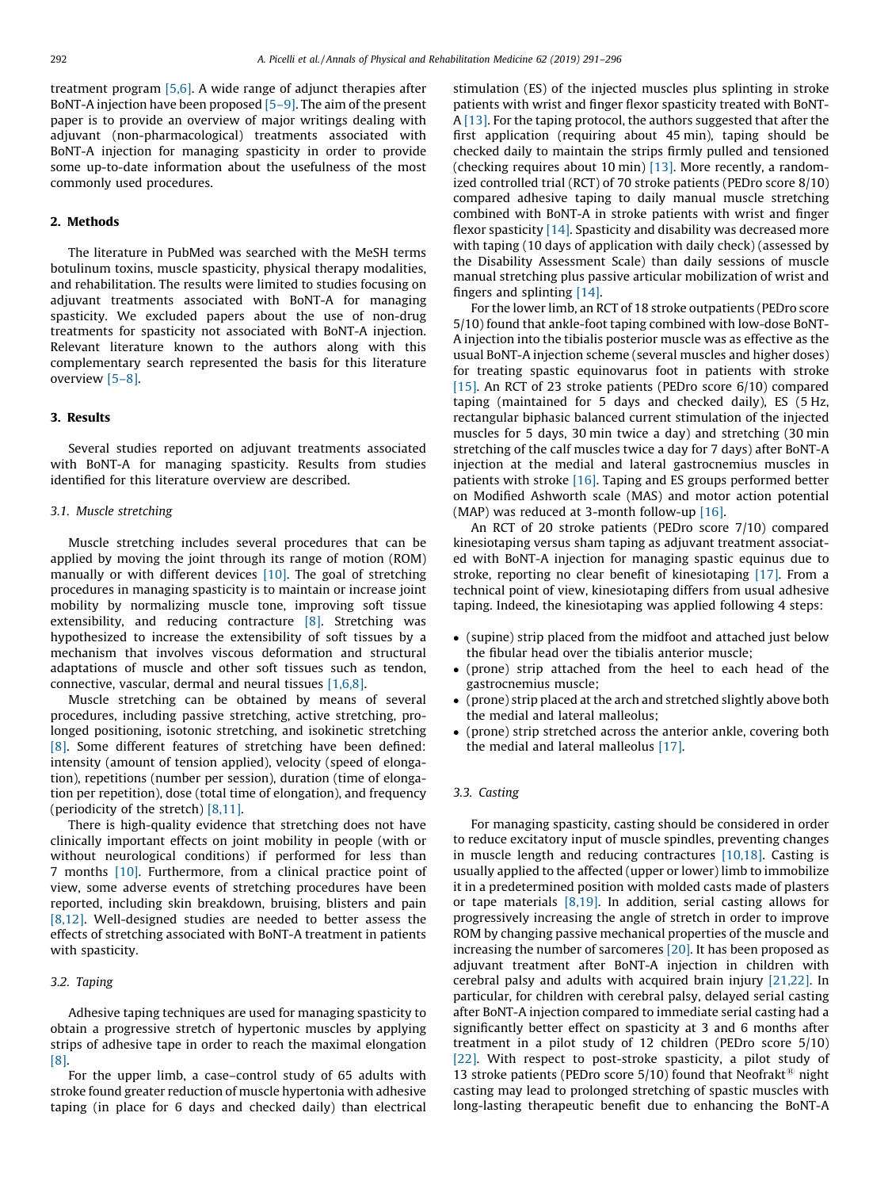treatment program [5,6]. A wide range of adjunct therapies after BoNT-A injection have been proposed [5–9]. The aim of the present paper is to provide an overview of major writings dealing with adjuvant (non-pharmacological) treatments associated with BoNT-A injection for managing spasticity in order to provide some up-to-date information about the usefulness of the most commonly used procedures.

## 2. Methods

The literature in PubMed was searched with the MeSH terms botulinum toxins, muscle spasticity, physical therapy modalities, and rehabilitation. The results were limited to studies focusing on adjuvant treatments associated with BoNT-A for managing spasticity. We excluded papers about the use of non-drug treatments for spasticity not associated with BoNT-A injection. Relevant literature known to the authors along with this complementary search represented the basis for this literature overview [5–8].

## 3. Results

Several studies reported on adjuvant treatments associated with BoNT-A for managing spasticity. Results from studies identified for this literature overview are described.

### 3.1. Muscle stretching

Muscle stretching includes several procedures that can be applied by moving the joint through its range of motion (ROM) manually or with different devices [10]. The goal of stretching procedures in managing spasticity is to maintain or increase joint mobility by normalizing muscle tone, improving soft tissue extensibility, and reducing contracture [8]. Stretching was hypothesized to increase the extensibility of soft tissues by a mechanism that involves viscous deformation and structural adaptations of muscle and other soft tissues such as tendon, connective, vascular, dermal and neural tissues [1,6,8].

Muscle stretching can be obtained by means of several procedures, including passive stretching, active stretching, prolonged positioning, isotonic stretching, and isokinetic stretching [8]. Some different features of stretching have been defined: intensity (amount of tension applied), velocity (speed of elongation), repetitions (number per session), duration (time of elongation per repetition), dose (total time of elongation), and frequency (periodicity of the stretch) [8,11].

There is high-quality evidence that stretching does not have clinically important effects on joint mobility in people (with or without neurological conditions) if performed for less than 7 months [10]. Furthermore, from a clinical practice point of view, some adverse events of stretching procedures have been reported, including skin breakdown, bruising, blisters and pain [8,12]. Well-designed studies are needed to better assess the effects of stretching associated with BoNT-A treatment in patients with spasticity.

### 3.2. Taping

Adhesive taping techniques are used for managing spasticity to obtain a progressive stretch of hypertonic muscles by applying strips of adhesive tape in order to reach the maximal elongation [8].

For the upper limb, a case–control study of 65 adults with stroke found greater reduction of muscle hypertonia with adhesive taping (in place for 6 days and checked daily) than electrical stimulation (ES) of the injected muscles plus splinting in stroke patients with wrist and finger flexor spasticity treated with BoNT-A [13]. For the taping protocol, the authors suggested that after the first application (requiring about 45 min), taping should be checked daily to maintain the strips firmly pulled and tensioned (checking requires about 10 min) [13]. More recently, a randomized controlled trial (RCT) of 70 stroke patients (PEDro score 8/10) compared adhesive taping to daily manual muscle stretching combined with BoNT-A in stroke patients with wrist and finger flexor spasticity [14]. Spasticity and disability was decreased more with taping (10 days of application with daily check) (assessed by the Disability Assessment Scale) than daily sessions of muscle manual stretching plus passive articular mobilization of wrist and fingers and splinting [14].

For the lower limb, an RCT of 18 stroke outpatients (PEDro score 5/10) found that ankle-foot taping combined with low-dose BoNT-A injection into the tibialis posterior muscle was as effective as the usual BoNT-A injection scheme (several muscles and higher doses) for treating spastic equinovarus foot in patients with stroke [15]. An RCT of 23 stroke patients (PEDro score 6/10) compared taping (maintained for 5 days and checked daily), ES (5 Hz, rectangular biphasic balanced current stimulation of the injected muscles for 5 days, 30 min twice a day) and stretching (30 min stretching of the calf muscles twice a day for 7 days) after BoNT-A injection at the medial and lateral gastrocnemius muscles in patients with stroke [16]. Taping and ES groups performed better on Modified Ashworth scale (MAS) and motor action potential (MAP) was reduced at 3-month follow-up [16].

An RCT of 20 stroke patients (PEDro score 7/10) compared kinesiotaping versus sham taping as adjuvant treatment associated with BoNT-A injection for managing spastic equinus due to stroke, reporting no clear benefit of kinesiotaping [17]. From a technical point of view, kinesiotaping differs from usual adhesive taping. Indeed, the kinesiotaping was applied following 4 steps:

- (supine) strip placed from the midfoot and attached just below the fibular head over the tibialis anterior muscle;
- (prone) strip attached from the heel to each head of the gastrocnemius muscle;
- (prone) strip placed at the arch and stretched slightly above both the medial and lateral malleolus;
- (prone) strip stretched across the anterior ankle, covering both the medial and lateral malleolus [17].

### 3.3. Casting

For managing spasticity, casting should be considered in order to reduce excitatory input of muscle spindles, preventing changes in muscle length and reducing contractures [10,18]. Casting is usually applied to the affected (upper or lower) limb to immobilize it in a predetermined position with molded casts made of plasters or tape materials [8,19]. In addition, serial casting allows for progressively increasing the angle of stretch in order to improve ROM by changing passive mechanical properties of the muscle and increasing the number of sarcomeres [20]. It has been proposed as adjuvant treatment after BoNT-A injection in children with cerebral palsy and adults with acquired brain injury [21,22]. In particular, for children with cerebral palsy, delayed serial casting after BoNT-A injection compared to immediate serial casting had a significantly better effect on spasticity at 3 and 6 months after treatment in a pilot study of 12 children (PEDro score 5/10) [22]. With respect to post-stroke spasticity, a pilot study of 13 stroke patients (PEDro score 5/10) found that Neofrakt® night casting may lead to prolonged stretching of spastic muscles with long-lasting therapeutic benefit due to enhancing the BoNT-A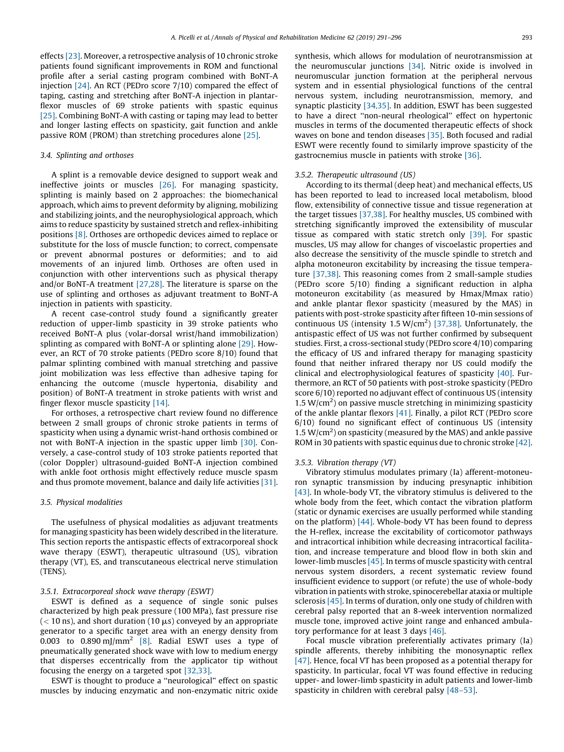effects [23]. Moreover, a retrospective analysis of 10 chronic stroke patients found significant improvements in ROM and functional profile after a serial casting program combined with BoNT-A injection [24]. An RCT (PEDro score 7/10) compared the effect of taping, casting and stretching after BoNT-A injection in plantar-flexor muscles of 69 stroke patients with spastic equinus [25]. Combining BoNT-A with casting or taping may lead to better and longer lasting effects on spasticity, gait function and ankle passive ROM (PROM) than stretching procedures alone [25].

### 3.4. Splinting and orthoses

A splint is a removable device designed to support weak and ineffective joints or muscles [26]. For managing spasticity, splinting is mainly based on 2 approaches: the biomechanical approach, which aims to prevent deformity by aligning, mobilizing and stabilizing joints, and the neurophysiological approach, which aims to reduce spasticity by sustained stretch and reflex-inhibiting positions [8]. Orthoses are orthopedic devices aimed to replace or substitute for the loss of muscle function; to correct, compensate or prevent abnormal postures or deformities; and to aid movements of an injured limb. Orthoses are often used in conjunction with other interventions such as physical therapy and/or BoNT-A treatment [27,28]. The literature is sparse on the use of splinting and orthoses as adjuvant treatment to BoNT-A injection in patients with spasticity.

A recent case-control study found a significantly greater reduction of upper-limb spasticity in 39 stroke patients who received BoNT-A plus (volar-dorsal wrist/hand immobilization) splinting as compared with BoNT-A or splinting alone [29]. However, an RCT of 70 stroke patients (PEDro score 8/10) found that palmar splinting combined with manual stretching and passive joint mobilization was less effective than adhesive taping for enhancing the outcome (muscle hypertonia, disability and position) of BoNT-A treatment in stroke patients with wrist and finger flexor muscle spasticity [14].

For orthoses, a retrospective chart review found no difference between 2 small groups of chronic stroke patients in terms of spasticity when using a dynamic wrist-hand orthosis combined or not with BoNT-A injection in the spastic upper limb [30]. Conversely, a case-control study of 103 stroke patients reported that (color Doppler) ultrasound-guided BoNT-A injection combined with ankle foot orthosis might effectively reduce muscle spasm and thus promote movement, balance and daily life activities [31].

### 3.5. Physical modalities

The usefulness of physical modalities as adjuvant treatments for managing spasticity has been widely described in the literature. This section reports the antispastic effects of extracorporeal shock wave therapy (ESWT), therapeutic ultrasound (US), vibration therapy (VT), ES, and transcutaneous electrical nerve stimulation (TENS).

#### 3.5.1. Extracorporeal shock wave therapy (ESWT)

ESWT is defined as a sequence of single sonic pulses characterized by high peak pressure (100 MPa), fast pressure rise (< 10 ns), and short duration (10 μs) conveyed by an appropriate generator to a specific target area with an energy density from 0.003 to 0.890 mJ/mm$^2$ [8]. Radial ESWT uses a type of pneumatically generated shock wave with low to medium energy that disperses eccentrically from the applicator tip without focusing the energy on a targeted spot [32,33].

ESWT is thought to produce a "neurological" effect on spastic muscles by inducing enzymatic and non-enzymatic nitric oxide synthesis, which allows for modulation of neurotransmission at the neuromuscular junctions [34]. Nitric oxide is involved in neuromuscular junction formation at the peripheral nervous system and in essential physiological functions of the central nervous system, including neurotransmission, memory, and synaptic plasticity [34,35]. In addition, ESWT has been suggested to have a direct "non-neural rheological" effect on hypertonic muscles in terms of the documented therapeutic effects of shock waves on bone and tendon diseases [35]. Both focused and radial ESWT were recently found to similarly improve spasticity of the gastrocnemius muscle in patients with stroke [36].

#### 3.5.2. Therapeutic ultrasound (US)

According to its thermal (deep heat) and mechanical effects, US has been reported to lead to increased local metabolism, blood flow, extensibility of connective tissue and tissue regeneration at the target tissues [37,38]. For healthy muscles, US combined with stretching significantly improved the extensibility of muscular tissue as compared with static stretch only [39]. For spastic muscles, US may allow for changes of viscoelastic properties and also decrease the sensitivity of the muscle spindle to stretch and alpha motoneuron excitability by increasing the tissue temperature [37,38]. This reasoning comes from 2 small-sample studies (PEDro score 5/10) finding a significant reduction in alpha motoneuron excitability (as measured by Hmax/Mmax ratio) and ankle plantar flexor spasticity (measured by the MAS) in patients with post-stroke spasticity after fifteen 10-min sessions of continuous US (intensity 1.5 W/cm$^2$) [37,38]. Unfortunately, the antispastic effect of US was not further confirmed by subsequent studies. First, a cross-sectional study (PEDro score 4/10) comparing the efficacy of US and infrared therapy for managing spasticity found that neither infrared therapy nor US could modify the clinical and electrophysiological features of spasticity [40]. Furthermore, an RCT of 50 patients with post-stroke spasticity (PEDro score 6/10) reported no adjuvant effect of continuous US (intensity 1.5 W/cm$^2$) on passive muscle stretching in minimizing spasticity of the ankle plantar flexors [41]. Finally, a pilot RCT (PEDro score 6/10) found no significant effect of continuous US (intensity 1.5 W/cm$^2$) on spasticity (measured by the MAS) and ankle passive ROM in 30 patients with spastic equinus due to chronic stroke [42].

#### 3.5.3. Vibration therapy (VT)

Vibratory stimulus modulates primary (Ia) afferent-motoneuron synaptic transmission by inducing presynaptic inhibition [43]. In whole-body VT, the vibratory stimulus is delivered to the whole body from the feet, which contact the vibration platform (static or dynamic exercises are usually performed while standing on the platform) [44]. Whole-body VT has been found to depress the H-reflex, increase the excitability of corticomotor pathways and intracortical inhibition while decreasing intracortical facilitation, and increase temperature and blood flow in both skin and lower-limb muscles [45]. In terms of muscle spasticity with central nervous system disorders, a recent systematic review found insufficient evidence to support (or refute) the use of whole-body vibration in patients with stroke, spinocerebellar ataxia or multiple sclerosis [45]. In terms of duration, only one study of children with cerebral palsy reported that an 8-week intervention normalized muscle tone, improved active joint range and enhanced ambulatory performance for at least 3 days [46].

Focal muscle vibration preferentially activates primary (Ia) spindle afferents, thereby inhibiting the monosynaptic reflex [47]. Hence, focal VT has been proposed as a potential therapy for spasticity. In particular, focal VT was found effective in reducing upper- and lower-limb spasticity in adult patients and lower-limb spasticity in children with cerebral palsy [48–53].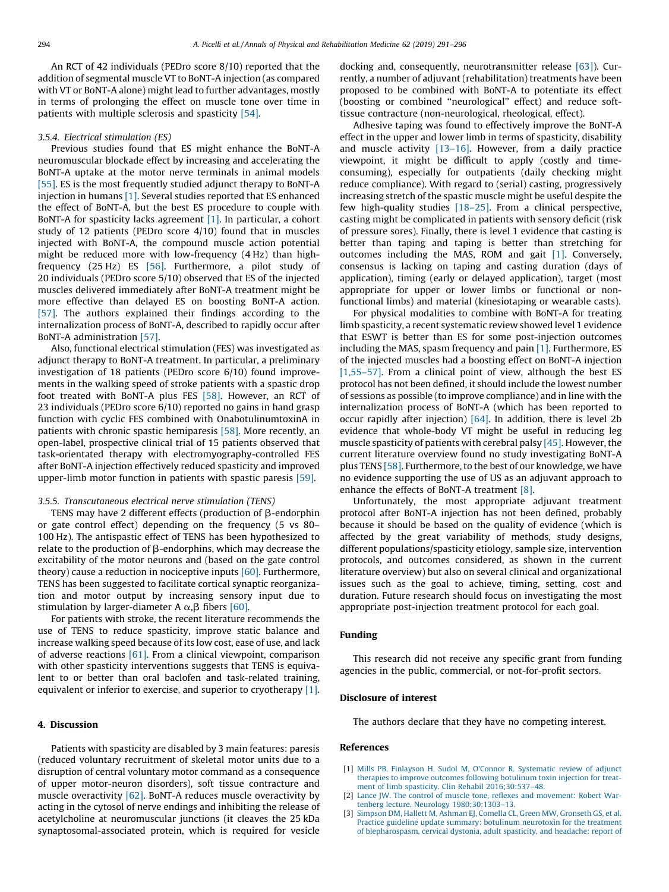An RCT of 42 individuals (PEDro score 8/10) reported that the addition of segmental muscle VT to BoNT-A injection (as compared with VT or BoNT-A alone) might lead to further advantages, mostly in terms of prolonging the effect on muscle tone over time in patients with multiple sclerosis and spasticity [54].

#### 3.5.4. Electrical stimulation (ES)

Previous studies found that ES might enhance the BoNT-A neuromuscular blockade effect by increasing and accelerating the BoNT-A uptake at the motor nerve terminals in animal models [55]. ES is the most frequently studied adjunct therapy to BoNT-A injection in humans [1]. Several studies reported that ES enhanced the effect of BoNT-A, but the best ES procedure to couple with BoNT-A for spasticity lacks agreement [1]. In particular, a cohort study of 12 patients (PEDro score 4/10) found that in muscles injected with BoNT-A, the compound muscle action potential might be reduced more with low-frequency (4 Hz) than high-frequency (25 Hz) ES [56]. Furthermore, a pilot study of 20 individuals (PEDro score 5/10) observed that ES of the injected muscles delivered immediately after BoNT-A treatment might be more effective than delayed ES on boosting BoNT-A action. [57]. The authors explained their findings according to the internalization process of BoNT-A, described to rapidly occur after BoNT-A administration [57].

Also, functional electrical stimulation (FES) was investigated as adjunct therapy to BoNT-A treatment. In particular, a preliminary investigation of 18 patients (PEDro score 6/10) found improvements in the walking speed of stroke patients with a spastic drop foot treated with BoNT-A plus FES [58]. However, an RCT of 23 individuals (PEDro score 6/10) reported no gains in hand grasp function with cyclic FES combined with OnabotulinumtoxinA in patients with chronic spastic hemiparesis [58]. More recently, an open-label, prospective clinical trial of 15 patients observed that task-orientated therapy with electromyography-controlled FES after BoNT-A injection effectively reduced spasticity and improved upper-limb motor function in patients with spastic paresis [59].

#### 3.5.5. Transcutaneous electrical nerve stimulation (TENS)

TENS may have 2 different effects (production of β-endorphin or gate control effect) depending on the frequency (5 vs 80–100 Hz). The antispastic effect of TENS has been hypothesized to relate to the production of β-endorphins, which may decrease the excitability of the motor neurons and (based on the gate control theory) cause a reduction in nociceptive inputs [60]. Furthermore, TENS has been suggested to facilitate cortical synaptic reorganization and motor output by increasing sensory input due to stimulation by larger-diameter A α,β fibers [60].

For patients with stroke, the recent literature recommends the use of TENS to reduce spasticity, improve static balance and increase walking speed because of its low cost, ease of use, and lack of adverse reactions [61]. From a clinical viewpoint, comparison with other spasticity interventions suggests that TENS is equivalent to or better than oral baclofen and task-related training, equivalent or inferior to exercise, and superior to cryotherapy [1].

## 4. Discussion

Patients with spasticity are disabled by 3 main features: paresis (reduced voluntary recruitment of skeletal motor units due to a disruption of central voluntary motor command as a consequence of upper motor-neuron disorders), soft tissue contracture and muscle overactivity [62]. BoNT-A reduces muscle overactivity by acting in the cytosol of nerve endings and inhibiting the release of acetylcholine at neuromuscular junctions (it cleaves the 25 kDa synaptosomal-associated protein, which is required for vesicle docking and, consequently, neurotransmitter release [63]). Currently, a number of adjuvant (rehabilitation) treatments have been proposed to be combined with BoNT-A to potentiate its effect (boosting or combined "neurological" effect) and reduce soft-tissue contracture (non-neurological, rheological, effect).

Adhesive taping was found to effectively improve the BoNT-A effect in the upper and lower limb in terms of spasticity, disability and muscle activity [13–16]. However, from a daily practice viewpoint, it might be difficult to apply (costly and time-consuming), especially for outpatients (daily checking might reduce compliance). With regard to (serial) casting, progressively increasing stretch of the spastic muscle might be useful despite the few high-quality studies [18–25]. From a clinical perspective, casting might be complicated in patients with sensory deficit (risk of pressure sores). Finally, there is level 1 evidence that casting is better than taping and taping is better than stretching for outcomes including the MAS, ROM and gait [1]. Conversely, consensus is lacking on taping and casting duration (days of application), timing (early or delayed application), target (most appropriate for upper or lower limbs or functional or non-functional limbs) and material (kinesiotaping or wearable casts).

For physical modalities to combine with BoNT-A for treating limb spasticity, a recent systematic review showed level 1 evidence that ESWT is better than ES for some post-injection outcomes including the MAS, spasm frequency and pain [1]. Furthermore, ES of the injected muscles had a boosting effect on BoNT-A injection [1,55–57]. From a clinical point of view, although the best ES protocol has not been defined, it should include the lowest number of sessions as possible (to improve compliance) and in line with the internalization process of BoNT-A (which has been reported to occur rapidly after injection) [64]. In addition, there is level 2b evidence that whole-body VT might be useful in reducing leg muscle spasticity of patients with cerebral palsy [45]. However, the current literature overview found no study investigating BoNT-A plus TENS [58]. Furthermore, to the best of our knowledge, we have no evidence supporting the use of US as an adjuvant approach to enhance the effects of BoNT-A treatment [8].

Unfortunately, the most appropriate adjuvant treatment protocol after BoNT-A injection has not been defined, probably because it should be based on the quality of evidence (which is affected by the great variability of methods, study designs, different populations/spasticity etiology, sample size, intervention protocols, and outcomes considered, as shown in the current literature overview) but also on several clinical and organizational issues such as the goal to achieve, timing, setting, cost and duration. Future research should focus on investigating the most appropriate post-injection treatment protocol for each goal.

## Funding

This research did not receive any specific grant from funding agencies in the public, commercial, or not-for-profit sectors.

## Disclosure of interest

The authors declare that they have no competing interest.

## References

[1] Mills PB, Finlayson H, Sudol M, O'Connor R. Systematic review of adjunct therapies to improve outcomes following botulinum toxin injection for treatment of limb spasticity. Clin Rehabil 2016;30:537–48.

[2] Lance JW. The control of muscle tone, reflexes and movement: Robert Wartenberg lecture. Neurology 1980;30:1303–13.

[3] Simpson DM, Hallett M, Ashman EJ, Comella CL, Green MW, Gronseth GS, et al. Practice guideline update summary: botulinum neurotoxin for the treatment of blepharospasm, cervical dystonia, adult spasticity, and headache: report of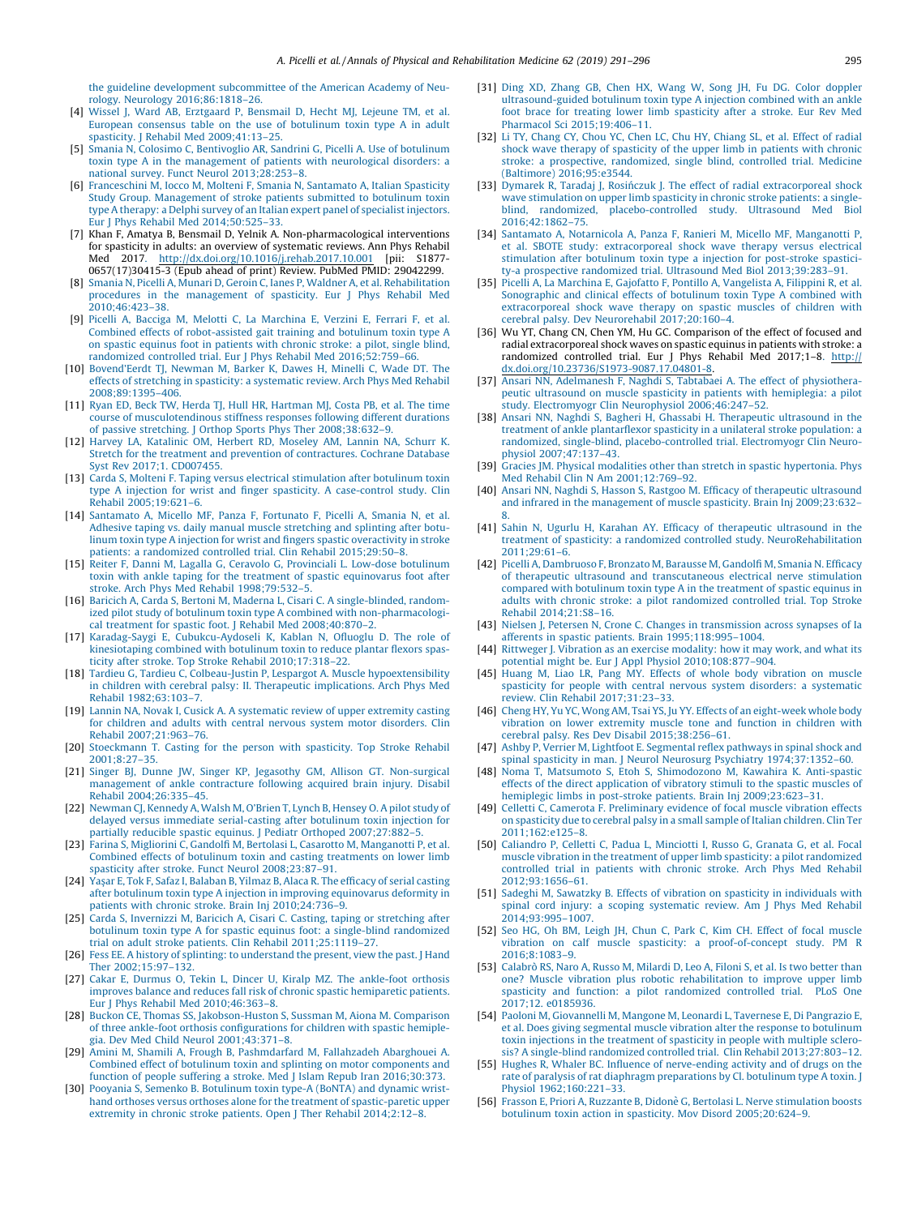the guideline development subcommittee of the American Academy of Neurology. Neurology 2016;86:1818–26.

[4] Wissel J, Ward AB, Erztgaard P, Bensmail D, Hecht MJ, Lejeune TM, et al. European consensus table on the use of botulinum toxin type A in adult spasticity. J Rehabil Med 2009;41:13–25.

[5] Smania N, Colosimo C, Bentivoglio AR, Sandrini G, Picelli A. Use of botulinum toxin type A in the management of patients with neurological disorders: a national survey. Funct Neurol 2013;28:253–8.

[6] Franceschini M, Iocco M, Molteni F, Smania N, Santamato A, Italian Spasticity Study Group. Management of stroke patients submitted to botulinum toxin type A therapy: a Delphi survey of an Italian expert panel of specialist injectors. Eur J Phys Rehabil Med 2014;50:525–33.

[7] Khan F, Amatya B, Bensmail D, Yelnik A. Non-pharmacological interventions for spasticity in adults: an overview of systematic reviews. Ann Phys Rehabil Med 2017. http://dx.doi.org/10.1016/j.rehab.2017.10.001 [pii: S1877-0657(17)30415-3 (Epub ahead of print) Review. PubMed PMID: 29042299.

[8] Smania N, Picelli A, Munari D, Geroin C, Ianes P, Waldner A, et al. Rehabilitation procedures in the management of spasticity. Eur J Phys Rehabil Med 2010;46:423–38.

[9] Picelli A, Bacciga M, Melotti C, La Marchina E, Verzini E, Ferrari F, et al. Combined effects of robot-assisted gait training and botulinum toxin type A on spastic equinus foot in patients with chronic stroke: a pilot, single blind, randomized controlled trial. Eur J Phys Rehabil Med 2016;52:759–66.

[10] Bovend'Eerdt TJ, Newman M, Barker K, Dawes H, Minelli C, Wade DT. The effects of stretching in spasticity: a systematic review. Arch Phys Med Rehabil 2008;89:1395–406.

[11] Ryan ED, Beck TW, Herda TJ, Hull HR, Hartman MJ, Costa PB, et al. The time course of musculotendinous stiffness responses following different durations of passive stretching. J Orthop Sports Phys Ther 2008;38:632–9.

[12] Harvey LA, Katalinic OM, Herbert RD, Moseley AM, Lannin NA, Schurr K. Stretch for the treatment and prevention of contractures. Cochrane Database Syst Rev 2017;1. CD007455.

[13] Carda S, Molteni F. Taping versus electrical stimulation after botulinum toxin type A injection for wrist and finger spasticity. A case-control study. Clin Rehabil 2005;19:621–6.

[14] Santamato A, Micello MF, Panza F, Fortunato F, Picelli A, Smania N, et al. Adhesive taping vs. daily manual muscle stretching and splinting after botulinum toxin type A injection for wrist and fingers spastic overactivity in stroke patients: a randomized controlled trial. Clin Rehabil 2015;29:50–8.

[15] Reiter F, Danni M, Lagalla G, Ceravolo G, Provinciali L. Low-dose botulinum toxin with ankle taping for the treatment of spastic equinovarus foot after stroke. Arch Phys Med Rehabil 1998;79:532–5.

[16] Baricich A, Carda S, Bertoni M, Maderna L, Cisari C. A single-blinded, randomized pilot study of botulinum toxin type A combined with non-pharmacological treatment for spastic foot. J Rehabil Med 2008;40:870–2.

[17] Karadag-Saygi E, Cubukcu-Aydoseli K, Kablan N, Ofluoglu D. The role of kinesiotaping combined with botulinum toxin to reduce plantar flexors spasticity after stroke. Top Stroke Rehabil 2010;17:318–22.

[18] Tardieu G, Tardieu C, Colbeau-Justin P, Lespargot A. Muscle hypoextensibility in children with cerebral palsy: II. Therapeutic implications. Arch Phys Med Rehabil 1982;63:103–7.

[19] Lannin NA, Novak I, Cusick A. A systematic review of upper extremity casting for children and adults with central nervous system motor disorders. Clin Rehabil 2007;21:963–76.

[20] Stoeckmann T. Casting for the person with spasticity. Top Stroke Rehabil 2001;8:27–35.

[21] Singer BJ, Dunne JW, Singer KP, Jegasothy GM, Allison GT. Non-surgical management of ankle contracture following acquired brain injury. Disabil Rehabil 2004;26:335–45.

[22] Newman CJ, Kennedy A, Walsh M, O'Brien T, Lynch B, Hensey O. A pilot study of delayed versus immediate serial-casting after botulinum toxin injection for partially reducible spastic equinus. J Pediatr Orthoped 2007;27:882–5.

[23] Farina S, Migliorini C, Gandolfi M, Bertolasi L, Casarotto M, Manganotti P, et al. Combined effects of botulinum toxin and casting treatments on lower limb spasticity after stroke. Funct Neurol 2008;23:87–91.

[24] Yaşar E, Tok F, Safaz I, Balaban B, Yilmaz B, Alaca R. The efficacy of serial casting after botulinum toxin type A injection in improving equinovarus deformity in patients with chronic stroke. Brain Inj 2010;24:736–9.

[25] Carda S, Invernizzi M, Baricich A, Cisari C. Casting, taping or stretching after botulinum toxin type A for spastic equinus foot: a single-blind randomized trial on adult stroke patients. Clin Rehabil 2011;25:1119–27.

[26] Fess EE. A history of splinting: to understand the present, view the past. J Hand Ther 2002;15:97–132.

[27] Cakar E, Durmus O, Tekin L, Dincer U, Kiralp MZ. The ankle-foot orthosis improves balance and reduces fall risk of chronic spastic hemiparetic patients. Eur J Phys Rehabil Med 2010;46:363–8.

[28] Buckon CE, Thomas SS, Jakobson-Huston S, Sussman M, Aiona M. Comparison of three ankle-foot orthosis configurations for children with spastic hemiplegia. Dev Med Child Neurol 2001;43:371–8.

[29] Amini M, Shamili A, Frough B, Pashmdarfard M, Fallahzadeh Abarghouei A. Combined effect of botulinum toxin and splinting on motor components and function of people suffering a stroke. Med J Islam Repub Iran 2016;30:373.

[30] Pooyania S, Semenko B. Botulinum toxin type-A (BoNTA) and dynamic wrist-hand orthoses versus orthoses alone for the treatment of spastic-paretic upper extremity in chronic stroke patients. Open J Ther Rehabil 2014;2:12–8.

[31] Ding XD, Zhang GB, Chen HX, Wang W, Song JH, Fu DG. Color doppler ultrasound-guided botulinum toxin type A injection combined with an ankle foot brace for treating lower limb spasticity after a stroke. Eur Rev Med Pharmacol Sci 2015;19:406–11.

[32] Li TY, Chang CY, Chou YC, Chen LC, Chu HY, Chiang SL, et al. Effect of radial shock wave therapy of spasticity of the upper limb in patients with chronic stroke: a prospective, randomized, single blind, controlled trial. Medicine (Baltimore) 2016;95:e3544.

[33] Dymarek R, Taradaj J, Rosińczuk J. The effect of radial extracorporeal shock wave stimulation on upper limb spasticity in chronic stroke patients: a single-blind, randomized, placebo-controlled study. Ultrasound Med Biol 2016;42:1862–75.

[34] Santamato A, Notarnicola A, Panza F, Ranieri M, Micello MF, Manganotti P, et al. SBOTE study: extracorporeal shock wave therapy versus electrical stimulation after botulinum toxin type a injection for post-stroke spasticity-a prospective randomized trial. Ultrasound Med Biol 2013;39:283–91.

[35] Picelli A, La Marchina E, Gajofatto F, Pontillo A, Vangelista A, Filippini R, et al. Sonographic and clinical effects of botulinum toxin Type A combined with extracorporeal shock wave therapy on spastic muscles of children with cerebral palsy. Dev Neurorehabil 2017;20:160–4.

[36] Wu YT, Chang CN, Chen YM, Hu GC. Comparison of the effect of focused and radial extracorporeal shock waves on spastic equinus in patients with stroke: a randomized controlled trial. Eur J Phys Rehabil Med 2017;1–8. http://dx.doi.org/10.23736/S1973-9087.17.04801-8.

[37] Ansari NN, Adelmanesh F, Naghdi S, Tabtabaei A. The effect of physiotherapeutic ultrasound on muscle spasticity in patients with hemiplegia: a pilot study. Electromyogr Clin Neurophysiol 2006;46:247–52.

[38] Ansari NN, Naghdi S, Bagheri H, Ghassabi H. Therapeutic ultrasound in the treatment of ankle plantarflexor spasticity in a unilateral stroke population: a randomized, single-blind, placebo-controlled trial. Electromyogr Clin Neurophysiol 2007;47:137–43.

[39] Gracies JM. Physical modalities other than stretch in spastic hypertonia. Phys Med Rehabil Clin N Am 2001;12:769–92.

[40] Ansari NN, Naghdi S, Hasson S, Rastgoo M. Efficacy of therapeutic ultrasound and infrared in the management of muscle spasticity. Brain Inj 2009;23:632–8.

[41] Sahin N, Ugurlu H, Karahan AY. Efficacy of therapeutic ultrasound in the treatment of spasticity: a randomized controlled study. NeuroRehabilitation 2011;29:61–6.

[42] Picelli A, Dambruoso F, Bronzato M, Barausse M, Gandolfi M, Smania N. Efficacy of therapeutic ultrasound and transcutaneous electrical nerve stimulation compared with botulinum toxin type A in the treatment of spastic equinus in adults with chronic stroke: a pilot randomized controlled trial. Top Stroke Rehabil 2014;21:S8–16.

[43] Nielsen J, Petersen N, Crone C. Changes in transmission across synapses of Ia afferents in spastic patients. Brain 1995;118:995–1004.

[44] Rittweger J. Vibration as an exercise modality: how it may work, and what its potential might be. Eur J Appl Physiol 2010;108:877–904.

[45] Huang M, Liao LR, Pang MY. Effects of whole body vibration on muscle spasticity for people with central nervous system disorders: a systematic review. Clin Rehabil 2017;31:23–33.

[46] Cheng HY, Yu YC, Wong AM, Tsai YS, Ju YY. Effects of an eight-week whole body vibration on lower extremity muscle tone and function in children with cerebral palsy. Res Dev Disabil 2015;38:256–61.

[47] Ashby P, Verrier M, Lightfoot E. Segmental reflex pathways in spinal shock and spinal spasticity in man. J Neurol Neurosurg Psychiatry 1974;37:1352–60.

[48] Noma T, Matsumoto S, Etoh S, Shimodozono M, Kawahira K. Anti-spastic effects of the direct application of vibratory stimuli to the spastic muscles of hemiplegic limbs in post-stroke patients. Brain Inj 2009;23:623–31.

[49] Celletti C, Camerota F. Preliminary evidence of focal muscle vibration effects on spasticity due to cerebral palsy in a small sample of Italian children. Clin Ter 2011;162:e125–8.

[50] Caliandro P, Celletti C, Padua L, Minciotti I, Russo G, Granata G, et al. Focal muscle vibration in the treatment of upper limb spasticity: a pilot randomized controlled trial in patients with chronic stroke. Arch Phys Med Rehabil 2012;93:1656–61.

[51] Sadeghi M, Sawatzky B. Effects of vibration on spasticity in individuals with spinal cord injury: a scoping systematic review. Am J Phys Med Rehabil 2014;93:995–1007.

[52] Seo HG, Oh BM, Leigh JH, Chun C, Park C, Kim CH. Effect of focal muscle vibration on calf muscle spasticity: a proof-of-concept study. PM R 2016;8:1083–9.

[53] Calabrò RS, Naro A, Russo M, Milardi D, Leo A, Filoni S, et al. Is two better than one? Muscle vibration plus robotic rehabilitation to improve upper limb spasticity and function: a pilot randomized controlled trial. PLoS One 2017;12. e0185936.

[54] Paoloni M, Giovannelli M, Mangone M, Leonardi L, Tavernese E, Di Pangrazio E, et al. Does giving segmental muscle vibration alter the response to botulinum toxin injections in the treatment of spasticity in people with multiple sclerosis? A single-blind randomized controlled trial. Clin Rehabil 2013;27:803–12.

[55] Hughes R, Whaler BC. Influence of nerve-ending activity and of drugs on the rate of paralysis of rat diaphragm preparations by Cl. botulinum type A toxin. J Physiol 1962;160:221–33.

[56] Frasson E, Priori A, Ruzzante B, Didonè G, Bertolasi L. Nerve stimulation boosts botulinum toxin action in spasticity. Mov Disord 2005;20:624–9.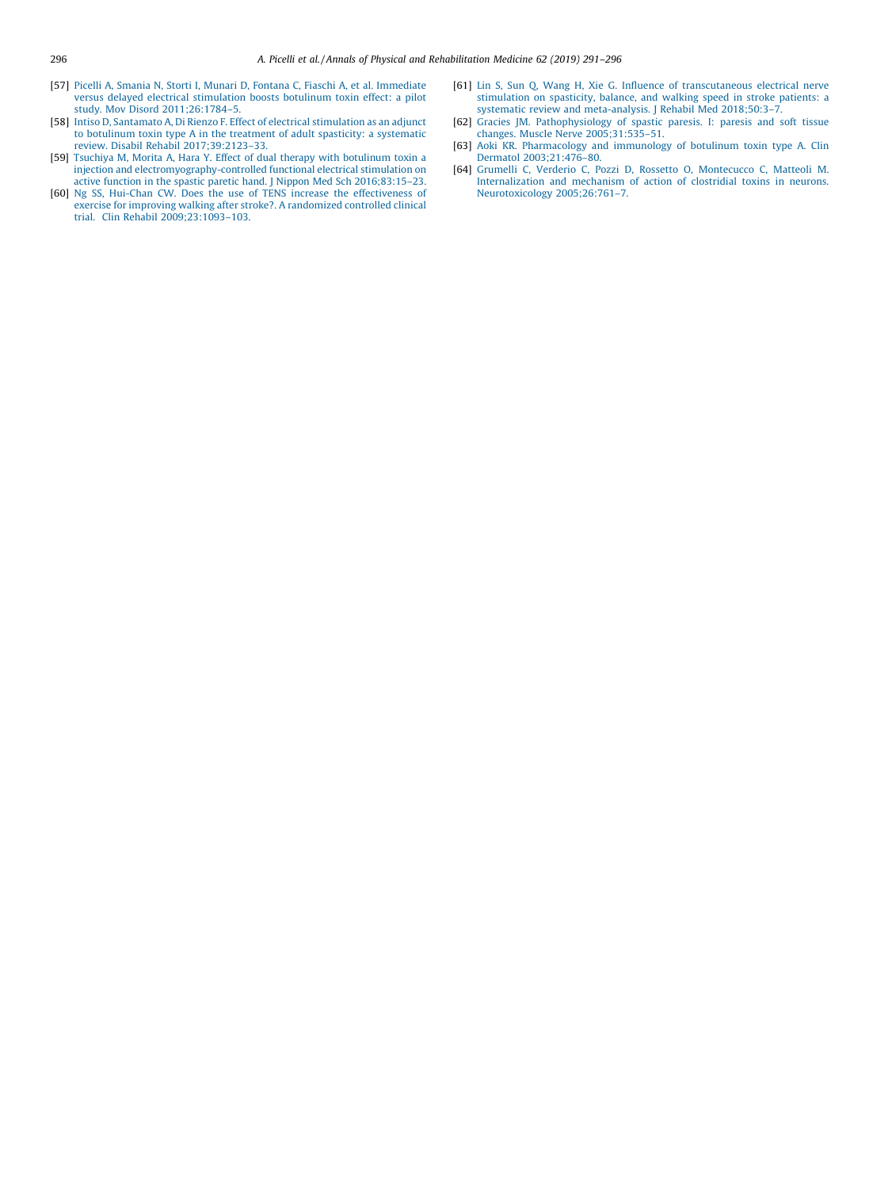[57] Picelli A, Smania N, Storti I, Munari D, Fontana C, Fiaschi A, et al. Immediate versus delayed electrical stimulation boosts botulinum toxin effect: a pilot study. Mov Disord 2011;26:1784–5.

[58] Intiso D, Santamato A, Di Rienzo F. Effect of electrical stimulation as an adjunct to botulinum toxin type A in the treatment of adult spasticity: a systematic review. Disabil Rehabil 2017;39:2123–33.

[59] Tsuchiya M, Morita A, Hara Y. Effect of dual therapy with botulinum toxin a injection and electromyography-controlled functional electrical stimulation on active function in the spastic paretic hand. J Nippon Med Sch 2016;83:15–23.

[60] Ng SS, Hui-Chan CW. Does the use of TENS increase the effectiveness of exercise for improving walking after stroke?. A randomized controlled clinical trial. Clin Rehabil 2009;23:1093–103.

[61] Lin S, Sun Q, Wang H, Xie G. Influence of transcutaneous electrical nerve stimulation on spasticity, balance, and walking speed in stroke patients: a systematic review and meta-analysis. J Rehabil Med 2018;50:3–7.

[62] Gracies JM. Pathophysiology of spastic paresis. I: paresis and soft tissue changes. Muscle Nerve 2005;31:535–51.

[63] Aoki KR. Pharmacology and immunology of botulinum toxin type A. Clin Dermatol 2003;21:476–80.

[64] Grumelli C, Verderio C, Pozzi D, Rossetto O, Montecucco C, Matteoli M. Internalization and mechanism of action of clostridial toxins in neurons. Neurotoxicology 2005;26:761–7.